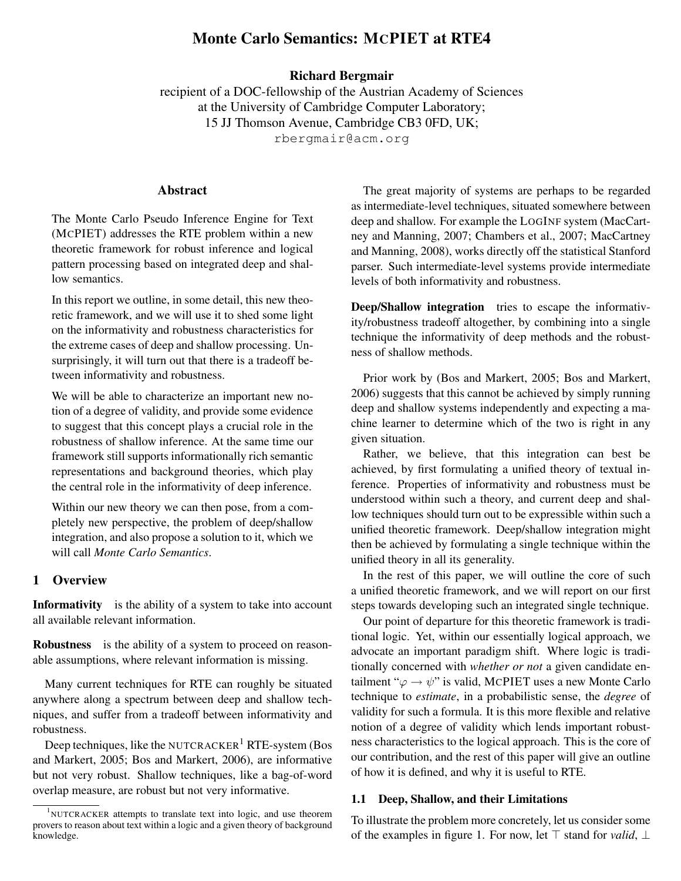# Monte Carlo Semantics: McPIET at RTE4

**Richard Bergmair**

recipient of a DOC-fellowship of the Austrian Academy of Sciences
at the University of Cambridge Computer Laboratory;
15 JJ Thomson Avenue, Cambridge CB3 0FD, UK;
rbergmair@acm.org

## Abstract

The Monte Carlo Pseudo Inference Engine for Text (McPIET) addresses the RTE problem within a new theoretic framework for robust inference and logical pattern processing based on integrated deep and shallow semantics.

In this report we outline, in some detail, this new theoretic framework, and we will use it to shed some light on the informativity and robustness characteristics for the extreme cases of deep and shallow processing. Unsurprisingly, it will turn out that there is a tradeoff between informativity and robustness.

We will be able to characterize an important new notion of a degree of validity, and provide some evidence to suggest that this concept plays a crucial role in the robustness of shallow inference. At the same time our framework still supports informationally rich semantic representations and background theories, which play the central role in the informativity of deep inference.

Within our new theory we can then pose, from a completely new perspective, the problem of deep/shallow integration, and also propose a solution to it, which we will call *Monte Carlo Semantics*.

## 1 Overview

**Informativity** is the ability of a system to take into account all available relevant information.

**Robustness** is the ability of a system to proceed on reasonable assumptions, where relevant information is missing.

Many current techniques for RTE can roughly be situated anywhere along a spectrum between deep and shallow techniques, and suffer from a tradeoff between informativity and robustness.

Deep techniques, like the NUTCRACKER[1] RTE-system (Bos and Markert, 2005; Bos and Markert, 2006), are informative but not very robust. Shallow techniques, like a bag-of-word overlap measure, are robust but not very informative.

[1] NUTCRACKER attempts to translate text into logic, and use theorem provers to reason about text within a logic and a given theory of background knowledge.

The great majority of systems are perhaps to be regarded as intermediate-level techniques, situated somewhere between deep and shallow. For example the LOGINF system (MacCartney and Manning, 2007; Chambers et al., 2007; MacCartney and Manning, 2008), works directly off the statistical Stanford parser. Such intermediate-level systems provide intermediate levels of both informativity and robustness.

**Deep/Shallow integration** tries to escape the informativity/robustness tradeoff altogether, by combining into a single technique the informativity of deep methods and the robustness of shallow methods.

Prior work by (Bos and Markert, 2005; Bos and Markert, 2006) suggests that this cannot be achieved by simply running deep and shallow systems independently and expecting a machine learner to determine which of the two is right in any given situation.

Rather, we believe, that this integration can best be achieved, by first formulating a unified theory of textual inference. Properties of informativity and robustness must be understood within such a theory, and current deep and shallow techniques should turn out to be expressible within such a unified theoretic framework. Deep/shallow integration might then be achieved by formulating a single technique within the unified theory in all its generality.

In the rest of this paper, we will outline the core of such a unified theoretic framework, and we will report on our first steps towards developing such an integrated single technique.

Our point of departure for this theoretic framework is traditional logic. Yet, within our essentially logical approach, we advocate an important paradigm shift. Where logic is traditionally concerned with *whether or not* a given candidate entailment "$\varphi \rightarrow \psi$" is valid, McPIET uses a new Monte Carlo technique to *estimate*, in a probabilistic sense, the *degree* of validity for such a formula. It is this more flexible and relative notion of a degree of validity which lends important robustness characteristics to the logical approach. This is the core of our contribution, and the rest of this paper will give an outline of how it is defined, and why it is useful to RTE.

### 1.1 Deep, Shallow, and their Limitations

To illustrate the problem more concretely, let us consider some of the examples in figure 1. For now, let $\top$ stand for *valid*, $\bot$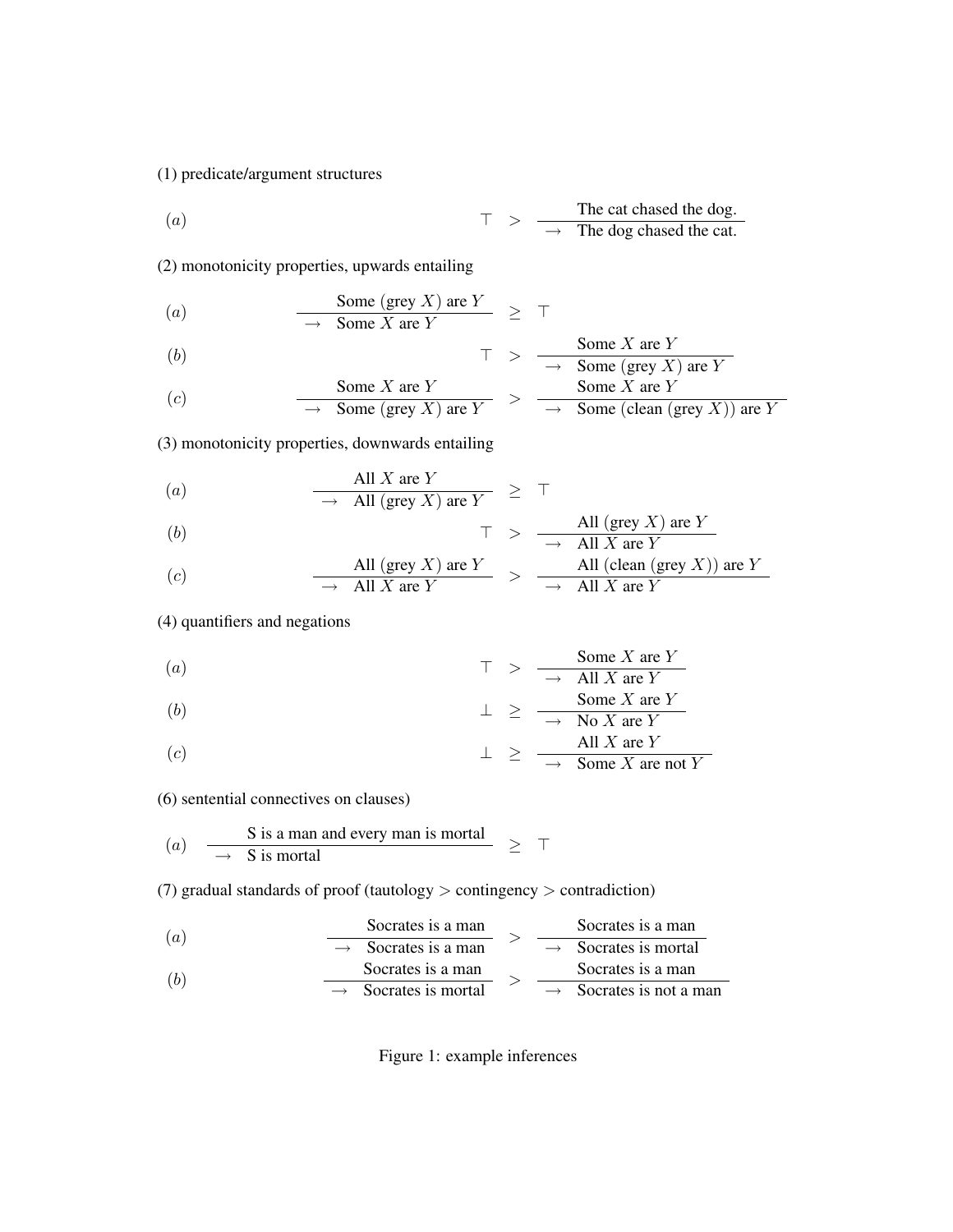(1) predicate/argument structures

$$(a) \qquad \top \; > \; \frac{\text{The cat chased the dog.}}{\rightarrow \;\; \text{The dog chased the cat.}}$$

(2) monotonicity properties, upwards entailing

$$(a) \qquad \frac{\text{Some (grey } X\text{) are } Y}{\rightarrow \;\; \text{Some } X \text{ are } Y} \; \geq \; \top$$

$$(b) \qquad \top \; > \; \frac{\text{Some } X \text{ are } Y}{\rightarrow \;\; \text{Some (grey } X\text{) are } Y}$$

$$(c) \qquad \frac{\text{Some } X \text{ are } Y}{\rightarrow \;\; \text{Some (grey } X\text{) are } Y} \; > \; \frac{\text{Some } X \text{ are } Y}{\rightarrow \;\; \text{Some (clean (grey } X\text{)) are } Y}$$

(3) monotonicity properties, downwards entailing

$$(a) \qquad \frac{\text{All } X \text{ are } Y}{\rightarrow \;\; \text{All (grey } X\text{) are } Y} \; \geq \; \top$$

$$(b) \qquad \top \; > \; \frac{\text{All (grey } X\text{) are } Y}{\rightarrow \;\; \text{All } X \text{ are } Y}$$

$$(c) \qquad \frac{\text{All (grey } X\text{) are } Y}{\rightarrow \;\; \text{All } X \text{ are } Y} \; > \; \frac{\text{All (clean (grey } X\text{)) are } Y}{\rightarrow \;\; \text{All } X \text{ are } Y}$$

(4) quantifiers and negations

$$(a) \qquad \top \; > \; \frac{\text{Some } X \text{ are } Y}{\rightarrow \;\; \text{All } X \text{ are } Y}$$

$$(b) \qquad \bot \; \geq \; \frac{\text{Some } X \text{ are } Y}{\rightarrow \;\; \text{No } X \text{ are } Y}$$

$$(c) \qquad \bot \; \geq \; \frac{\text{All } X \text{ are } Y}{\rightarrow \;\; \text{Some } X \text{ are not } Y}$$

(6) sentential connectives on clauses)

$$(a) \qquad \frac{\text{S is a man and every man is mortal}}{\rightarrow \;\; \text{S is mortal}} \; \geq \; \top$$

(7) gradual standards of proof (tautology > contingency > contradiction)

$$(a) \qquad \frac{\text{Socrates is a man}}{\rightarrow \;\; \text{Socrates is a man}} \; > \; \frac{\text{Socrates is a man}}{\rightarrow \;\; \text{Socrates is mortal}}$$

$$(b) \qquad \frac{\text{Socrates is a man}}{\rightarrow \;\; \text{Socrates is mortal}} \; > \; \frac{\text{Socrates is a man}}{\rightarrow \;\; \text{Socrates is not a man}}$$

Figure 1: example inferences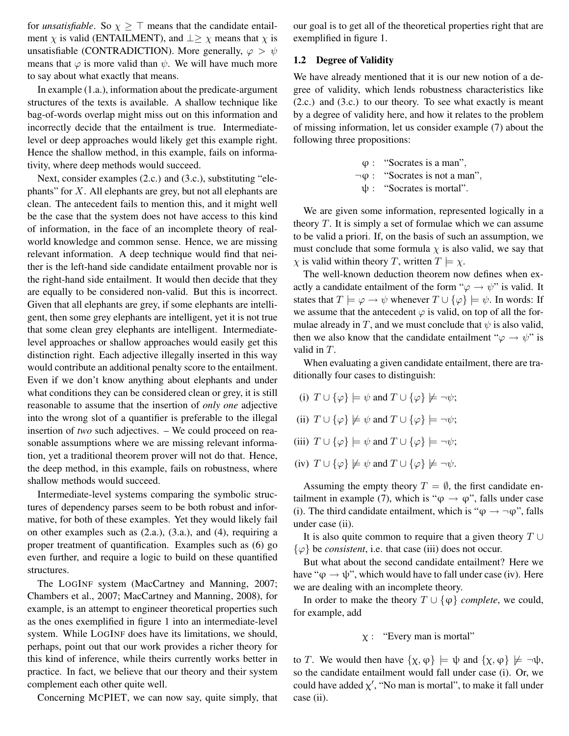for *unsatisfiable*. So $\chi \geq \top$ means that the candidate entailment $\chi$ is valid (ENTAILMENT), and $\bot \geq \chi$ means that $\chi$ is unsatisfiable (CONTRADICTION). More generally, $\varphi > \psi$ means that $\varphi$ is more valid than $\psi$. We will have much more to say about what exactly that means.

In example (1.a.), information about the predicate-argument structures of the texts is available. A shallow technique like bag-of-words overlap might miss out on this information and incorrectly decide that the entailment is true. Intermediate-level or deep approaches would likely get this example right. Hence the shallow method, in this example, fails on informativity, where deep methods would succeed.

Next, consider examples (2.c.) and (3.c.), substituting "elephants" for $X$. All elephants are grey, but not all elephants are clean. The antecedent fails to mention this, and it might well be the case that the system does not have access to this kind of information, in the face of an incomplete theory of real-world knowledge and common sense. Hence, we are missing relevant information. A deep technique would find that neither is the left-hand side candidate entailment provable nor is the right-hand side entailment. It would then decide that they are equally to be considered non-valid. But this is incorrect. Given that all elephants are grey, if some elephants are intelligent, then some grey elephants are intelligent, yet it is not true that some clean grey elephants are intelligent. Intermediate-level approaches or shallow approaches would easily get this distinction right. Each adjective illegally inserted in this way would contribute an additional penalty score to the entailment. Even if we don't know anything about elephants and under what conditions they can be considered clean or grey, it is still reasonable to assume that the insertion of *only one* adjective into the wrong slot of a quantifier is preferable to the illegal insertion of *two* such adjectives. – We could proceed on reasonable assumptions where we are missing relevant information, yet a traditional theorem prover will not do that. Hence, the deep method, in this example, fails on robustness, where shallow methods would succeed.

Intermediate-level systems comparing the symbolic structures of dependency parses seem to be both robust and informative, for both of these examples. Yet they would likely fail on other examples such as (2.a.), (3.a.), and (4), requiring a proper treatment of quantification. Examples such as (6) go even further, and require a logic to build on these quantified structures.

The LOGINF system (MacCartney and Manning, 2007; Chambers et al., 2007; MacCartney and Manning, 2008), for example, is an attempt to engineer theoretical properties such as the ones exemplified in figure 1 into an intermediate-level system. While LOGINF does have its limitations, we should, perhaps, point out that our work provides a richer theory for this kind of inference, while theirs currently works better in practice. In fact, we believe that our theory and their system complement each other quite well.

Concerning MCPIET, we can now say, quite simply, that our goal is to get all of the theoretical properties right that are exemplified in figure 1.

## 1.2 Degree of Validity

We have already mentioned that it is our new notion of a degree of validity, which lends robustness characteristics like (2.c.) and (3.c.) to our theory. To see what exactly is meant by a degree of validity here, and how it relates to the problem of missing information, let us consider example (7) about the following three propositions:

$$\begin{aligned} \varphi &: \text{ "Socrates is a man"}, \\ \neg\varphi &: \text{ "Socrates is not a man"}, \\ \psi &: \text{ "Socrates is mortal"}. \end{aligned}$$

We are given some information, represented logically in a theory $T$. It is simply a set of formulae which we can assume to be valid a priori. If, on the basis of such an assumption, we must conclude that some formula $\chi$ is also valid, we say that $\chi$ is valid within theory $T$, written $T \models \chi$.

The well-known deduction theorem now defines when exactly a candidate entailment of the form "$\varphi \rightarrow \psi$" is valid. It states that $T \models \varphi \rightarrow \psi$ whenever $T \cup \{\varphi\} \models \psi$. In words: If we assume that the antecedent $\varphi$ is valid, on top of all the formulae already in $T$, and we must conclude that $\psi$ is also valid, then we also know that the candidate entailment "$\varphi \rightarrow \psi$" is valid in $T$.

When evaluating a given candidate entailment, there are traditionally four cases to distinguish:

(i) $T \cup \{\varphi\} \models \psi$ and $T \cup \{\varphi\} \not\models \neg\psi$;

(ii) $T \cup \{\varphi\} \not\models \psi$ and $T \cup \{\varphi\} \models \neg\psi$;

(iii) $T \cup \{\varphi\} \models \psi$ and $T \cup \{\varphi\} \models \neg\psi$;

(iv) $T \cup \{\varphi\} \not\models \psi$ and $T \cup \{\varphi\} \not\models \neg\psi$.

Assuming the empty theory $T = \emptyset$, the first candidate entailment in example (7), which is "$\varphi \rightarrow \varphi$", falls under case (i). The third candidate entailment, which is "$\varphi \rightarrow \neg\varphi$", falls under case (ii).

It is also quite common to require that a given theory $T \cup \{\varphi\}$ be *consistent*, i.e. that case (iii) does not occur.

But what about the second candidate entailment? Here we have "$\varphi \rightarrow \psi$", which would have to fall under case (iv). Here we are dealing with an incomplete theory.

In order to make the theory $T \cup \{\varphi\}$ *complete*, we could, for example, add

$$\chi : \text{ "Every man is mortal"}$$

to $T$. We would then have $\{\chi, \varphi\} \models \psi$ and $\{\chi, \varphi\} \not\models \neg\psi$, so the candidate entailment would fall under case (i). Or, we could have added $\chi'$, "No man is mortal", to make it fall under case (ii).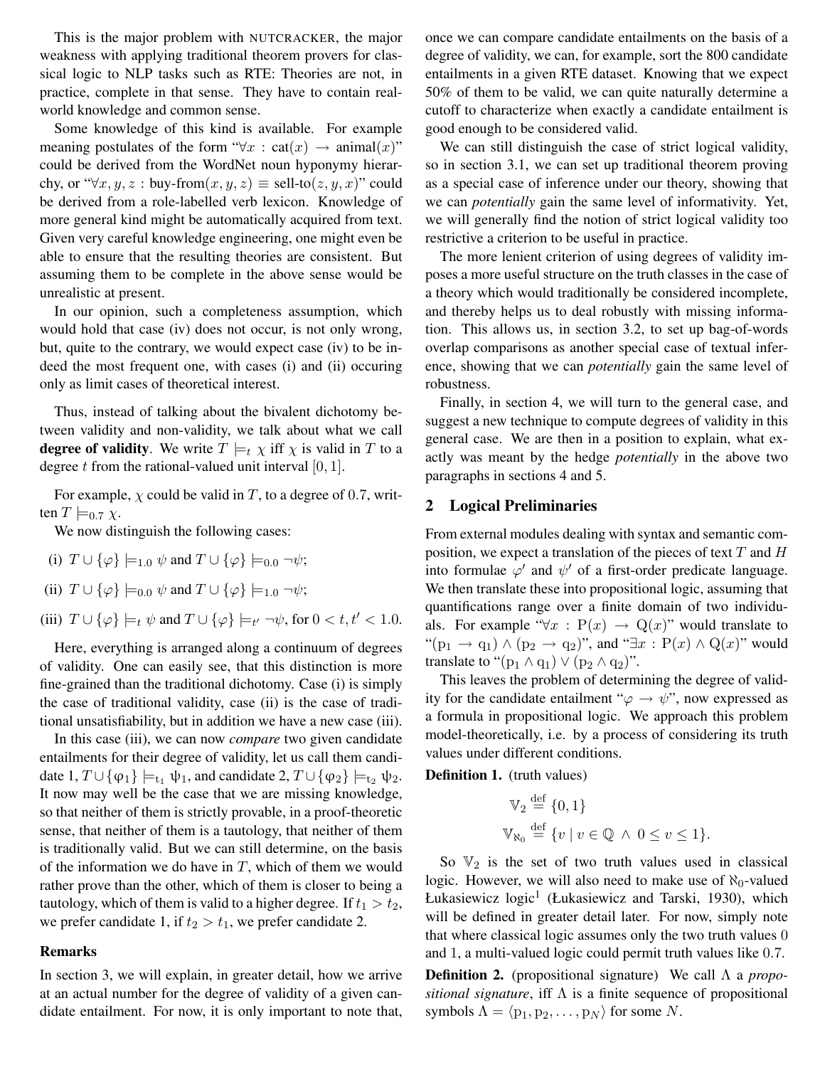This is the major problem with NUTCRACKER, the major weakness with applying traditional theorem provers for classical logic to NLP tasks such as RTE: Theories are not, in practice, complete in that sense. They have to contain real-world knowledge and common sense.

Some knowledge of this kind is available. For example meaning postulates of the form "$\forall x : \mathrm{cat}(x) \rightarrow \mathrm{animal}(x)$" could be derived from the WordNet noun hyponymy hierarchy, or "$\forall x, y, z : \text{buy-from}(x, y, z) \equiv \text{sell-to}(z, y, x)$" could be derived from a role-labelled verb lexicon. Knowledge of more general kind might be automatically acquired from text. Given very careful knowledge engineering, one might even be able to ensure that the resulting theories are consistent. But assuming them to be complete in the above sense would be unrealistic at present.

In our opinion, such a completeness assumption, which would hold that case (iv) does not occur, is not only wrong, but, quite to the contrary, we would expect case (iv) to be indeed the most frequent one, with cases (i) and (ii) occuring only as limit cases of theoretical interest.

Thus, instead of talking about the bivalent dichotomy between validity and non-validity, we talk about what we call **degree of validity**. We write $T \models_t \chi$ iff $\chi$ is valid in $T$ to a degree $t$ from the rational-valued unit interval $[0, 1]$.

For example, $\chi$ could be valid in $T$, to a degree of 0.7, written $T \models_{0.7} \chi$.

We now distinguish the following cases:

(i) $T \cup \{\varphi\} \models_{1.0} \psi$ and $T \cup \{\varphi\} \models_{0.0} \neg\psi$;

(ii) $T \cup \{\varphi\} \models_{0.0} \psi$ and $T \cup \{\varphi\} \models_{1.0} \neg\psi$;

(iii) $T \cup \{\varphi\} \models_{t} \psi$ and $T \cup \{\varphi\} \models_{t'} \neg\psi$, for $0 < t, t' < 1.0$.

Here, everything is arranged along a continuum of degrees of validity. One can easily see, that this distinction is more fine-grained than the traditional dichotomy. Case (i) is simply the case of traditional validity, case (ii) is the case of traditional unsatisfiability, but in addition we have a new case (iii).

In this case (iii), we can now *compare* two given candidate entailments for their degree of validity, let us call them candidate 1, $T \cup \{\varphi_1\} \models_{t_1} \psi_1$, and candidate 2, $T \cup \{\varphi_2\} \models_{t_2} \psi_2$. It now may well be the case that we are missing knowledge, so that neither of them is strictly provable, in a proof-theoretic sense, that neither of them is a tautology, that neither of them is traditionally valid. But we can still determine, on the basis of the information we do have in $T$, which of them we would rather prove than the other, which of them is closer to being a tautology, which of them is valid to a higher degree. If $t_1 > t_2$, we prefer candidate 1, if $t_2 > t_1$, we prefer candidate 2.

**Remarks**

In section 3, we will explain, in greater detail, how we arrive at an actual number for the degree of validity of a given candidate entailment. For now, it is only important to note that, once we can compare candidate entailments on the basis of a degree of validity, we can, for example, sort the 800 candidate entailments in a given RTE dataset. Knowing that we expect 50% of them to be valid, we can quite naturally determine a cutoff to characterize when exactly a candidate entailment is good enough to be considered valid.

We can still distinguish the case of strict logical validity, so in section 3.1, we can set up traditional theorem proving as a special case of inference under our theory, showing that we can *potentially* gain the same level of informativity. Yet, we will generally find the notion of strict logical validity too restrictive a criterion to be useful in practice.

The more lenient criterion of using degrees of validity imposes a more useful structure on the truth classes in the case of a theory which would traditionally be considered incomplete, and thereby helps us to deal robustly with missing information. This allows us, in section 3.2, to set up bag-of-words overlap comparisons as another special case of textual inference, showing that we can *potentially* gain the same level of robustness.

Finally, in section 4, we will turn to the general case, and suggest a new technique to compute degrees of validity in this general case. We are then in a position to explain, what exactly was meant by the hedge *potentially* in the above two paragraphs in sections 4 and 5.

## 2 Logical Preliminaries

From external modules dealing with syntax and semantic composition, we expect a translation of the pieces of text $T$ and $H$ into formulae $\varphi'$ and $\psi'$ of a first-order predicate language. We then translate these into propositional logic, assuming that quantifications range over a finite domain of two individuals. For example "$\forall x : \mathrm{P}(x) \rightarrow \mathrm{Q}(x)$" would translate to "$(\mathrm{p}_1 \rightarrow \mathrm{q}_1) \wedge (\mathrm{p}_2 \rightarrow \mathrm{q}_2)$", and "$\exists x : \mathrm{P}(x) \wedge \mathrm{Q}(x)$" would translate to "$(\mathrm{p}_1 \wedge \mathrm{q}_1) \vee (\mathrm{p}_2 \wedge \mathrm{q}_2)$".

This leaves the problem of determining the degree of validity for the candidate entailment "$\varphi \rightarrow \psi$", now expressed as a formula in propositional logic. We approach this problem model-theoretically, i.e. by a process of considering its truth values under different conditions.

**Definition 1.** (truth values)

$$\mathbb{V}_2 \stackrel{\text{def}}{=} \{0, 1\}$$

$$\mathbb{V}_{\aleph_0} \stackrel{\text{def}}{=} \{v \mid v \in \mathbb{Q} \wedge 0 \leq v \leq 1\}.$$

So $\mathbb{V}_2$ is the set of two truth values used in classical logic. However, we will also need to make use of $\aleph_0$-valued Łukasiewicz logic[1] (Łukasiewicz and Tarski, 1930), which will be defined in greater detail later. For now, simply note that where classical logic assumes only the two truth values 0 and 1, a multi-valued logic could permit truth values like 0.7.

**Definition 2.** (propositional signature) We call $\Lambda$ a *propositional signature*, iff $\Lambda$ is a finite sequence of propositional symbols $\Lambda = \langle \mathrm{p}_1, \mathrm{p}_2, \ldots, \mathrm{p}_N \rangle$ for some $N$.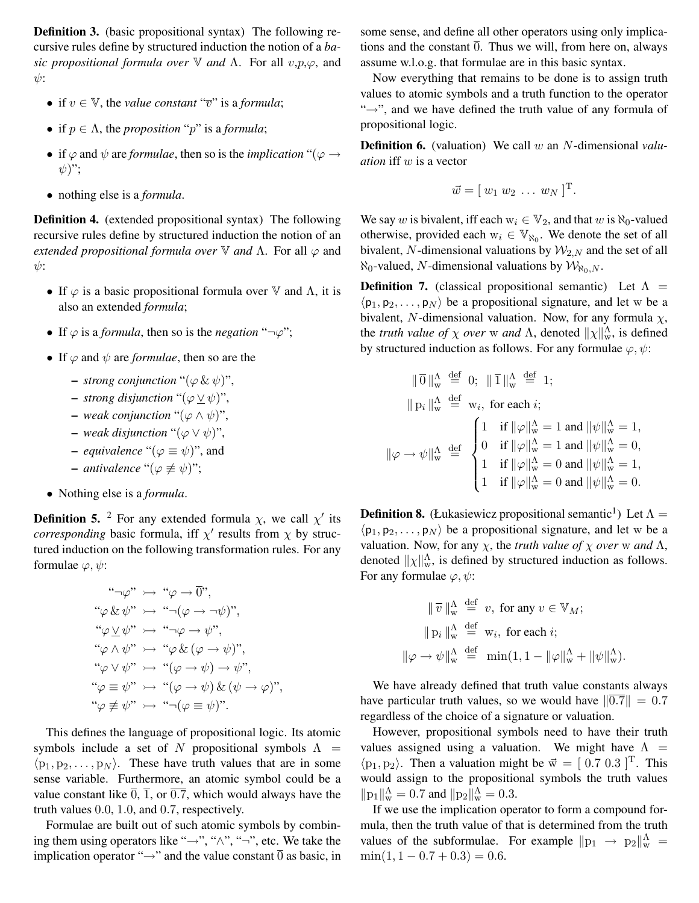**Definition 3.** (basic propositional syntax) The following recursive rules define by structured induction the notion of a *basic propositional formula over* $\mathbb{V}$ *and* $\Lambda$. For all $v$,$p$,$\varphi$, and $\psi$:

- if $v \in \mathbb{V}$, the *value constant* "$\overline{v}$" is a *formula*;
- if $p \in \Lambda$, the *proposition* "$p$" is a *formula*;
- if $\varphi$ and $\psi$ are *formulae*, then so is the *implication* "$(\varphi \rightarrow \psi)$";
- nothing else is a *formula*.

**Definition 4.** (extended propositional syntax) The following recursive rules define by structured induction the notion of an *extended propositional formula over* $\mathbb{V}$ *and* $\Lambda$. For all $\varphi$ and $\psi$:

- If $\varphi$ is a basic propositional formula over $\mathbb{V}$ and $\Lambda$, it is also an extended *formula*;
- If $\varphi$ is a *formula*, then so is the *negation* "$\neg\varphi$";
- If $\varphi$ and $\psi$ are *formulae*, then so are the
  - *strong conjunction* "$(\varphi \,\&\, \psi)$",
  - *strong disjunction* "$(\varphi \veebar \psi)$",
  - *weak conjunction* "$(\varphi \wedge \psi)$",
  - *weak disjunction* "$(\varphi \vee \psi)$",
  - *equivalence* "$(\varphi \equiv \psi)$", and
  - *antivalence* "$(\varphi \not\equiv \psi)$";
- Nothing else is a *formula*.

**Definition 5.** [2] For any extended formula $\chi$, we call $\chi'$ its *corresponding* basic formula, iff $\chi'$ results from $\chi$ by structured induction on the following transformation rules. For any formulae $\varphi, \psi$:

$$
\begin{aligned}
\text{“}\neg\varphi\text{”} &\rightarrowtail \text{“}\varphi \rightarrow \overline{0}\text{”},\\
\text{“}\varphi \,\&\, \psi\text{”} &\rightarrowtail \text{“}\neg(\varphi \rightarrow \neg\psi)\text{”},\\
\text{“}\varphi \veebar \psi\text{”} &\rightarrowtail \text{“}\neg\varphi \rightarrow \psi\text{”},\\
\text{“}\varphi \wedge \psi\text{”} &\rightarrowtail \text{“}\varphi \,\&\, (\varphi \rightarrow \psi)\text{”},\\
\text{“}\varphi \vee \psi\text{”} &\rightarrowtail \text{“}(\varphi \rightarrow \psi) \rightarrow \psi\text{”},\\
\text{“}\varphi \equiv \psi\text{”} &\rightarrowtail \text{“}(\varphi \rightarrow \psi) \,\&\, (\psi \rightarrow \varphi)\text{”},\\
\text{“}\varphi \not\equiv \psi\text{”} &\rightarrowtail \text{“}\neg(\varphi \equiv \psi)\text{”}.
\end{aligned}
$$

This defines the language of propositional logic. Its atomic symbols include a set of $N$ propositional symbols $\Lambda = \langle \mathsf{p}_1, \mathsf{p}_2, \ldots, \mathsf{p}_N \rangle$. These have truth values that are in some sense variable. Furthermore, an atomic symbol could be a value constant like $\overline{0}$, $\overline{1}$, or $\overline{0.7}$, which would always have the truth values $0.0$, $1.0$, and $0.7$, respectively.

Formulae are built out of such atomic symbols by combining them using operators like "$\rightarrow$", "$\wedge$", "$\neg$", etc. We take the implication operator "$\rightarrow$" and the value constant $\overline{0}$ as basic, in some sense, and define all other operators using only implications and the constant $\overline{0}$. Thus we will, from here on, always assume w.l.o.g. that formulae are in this basic syntax.

Now everything that remains to be done is to assign truth values to atomic symbols and a truth function to the operator "$\rightarrow$", and we have defined the truth value of any formula of propositional logic.

**Definition 6.** (valuation) We call $w$ an $N$-dimensional *valuation* iff $w$ is a vector

$$\vec{w} = [\ w_1\ w_2\ \ldots\ w_N\ ]^{\mathrm{T}}.$$

We say $w$ is bivalent, iff each $\mathrm{w}_i \in \mathbb{V}_2$, and that $w$ is $\aleph_0$-valued otherwise, provided each $\mathrm{w}_i \in \mathbb{V}_{\aleph_0}$. We denote the set of all bivalent, $N$-dimensional valuations by $\mathcal{W}_{2,N}$ and the set of all $\aleph_0$-valued, $N$-dimensional valuations by $\mathcal{W}_{\aleph_0,N}$.

**Definition 7.** (classical propositional semantic) Let $\Lambda = \langle \mathsf{p}_1, \mathsf{p}_2, \ldots, \mathsf{p}_N \rangle$ be a propositional signature, and let w be a bivalent, $N$-dimensional valuation. Now, for any formula $\chi$, the *truth value of* $\chi$ *over* w *and* $\Lambda$, denoted $\|\chi\|^{\Lambda}_{\mathrm{w}}$, is defined by structured induction as follows. For any formulae $\varphi, \psi$:

$$
\begin{aligned}
\|\,\overline{0}\,\|^{\Lambda}_{\mathrm{w}} &\stackrel{\mathrm{def}}{=} 0;\quad \|\,\overline{1}\,\|^{\Lambda}_{\mathrm{w}} \stackrel{\mathrm{def}}{=} 1;\\
\|\,\mathrm{p}_i\,\|^{\Lambda}_{\mathrm{w}} &\stackrel{\mathrm{def}}{=} \mathrm{w}_i,\ \text{for each } i;\\
\|\varphi \rightarrow \psi\|^{\Lambda}_{\mathrm{w}} &\stackrel{\mathrm{def}}{=} \begin{cases} 1 & \text{if } \|\varphi\|^{\Lambda}_{\mathrm{w}} = 1 \text{ and } \|\psi\|^{\Lambda}_{\mathrm{w}} = 1,\\ 0 & \text{if } \|\varphi\|^{\Lambda}_{\mathrm{w}} = 1 \text{ and } \|\psi\|^{\Lambda}_{\mathrm{w}} = 0,\\ 1 & \text{if } \|\varphi\|^{\Lambda}_{\mathrm{w}} = 0 \text{ and } \|\psi\|^{\Lambda}_{\mathrm{w}} = 1,\\ 1 & \text{if } \|\varphi\|^{\Lambda}_{\mathrm{w}} = 0 \text{ and } \|\psi\|^{\Lambda}_{\mathrm{w}} = 0. \end{cases}
\end{aligned}
$$

**Definition 8.** (Łukasiewicz propositional semantic[1]) Let $\Lambda = \langle \mathsf{p}_1, \mathsf{p}_2, \ldots, \mathsf{p}_N \rangle$ be a propositional signature, and let w be a valuation. Now, for any $\chi$, the *truth value of* $\chi$ *over* w *and* $\Lambda$, denoted $\|\chi\|^{\Lambda}_{\mathrm{w}}$, is defined by structured induction as follows. For any formulae $\varphi, \psi$:

$$
\begin{aligned}
\|\,\overline{v}\,\|^{\Lambda}_{\mathrm{w}} &\stackrel{\mathrm{def}}{=} v,\ \text{for any } v \in \mathbb{V}_M;\\
\|\,\mathrm{p}_i\,\|^{\Lambda}_{\mathrm{w}} &\stackrel{\mathrm{def}}{=} \mathrm{w}_i,\ \text{for each } i;\\
\|\varphi \rightarrow \psi\|^{\Lambda}_{\mathrm{w}} &\stackrel{\mathrm{def}}{=} \min(1, 1 - \|\varphi\|^{\Lambda}_{\mathrm{w}} + \|\psi\|^{\Lambda}_{\mathrm{w}}).
\end{aligned}
$$

We have already defined that truth value constants always have particular truth values, so we would have $\|\overline{0.7}\| = 0.7$ regardless of the choice of a signature or valuation.

However, propositional symbols need to have their truth values assigned using a valuation. We might have $\Lambda = \langle \mathrm{p}_1, \mathrm{p}_2 \rangle$. Then a valuation might be $\vec{\mathrm{w}} = [\ 0.7\ 0.3\ ]^{\mathrm{T}}$. This would assign to the propositional symbols the truth values $\|\mathrm{p}_1\|^{\Lambda}_{\mathrm{w}} = 0.7$ and $\|\mathrm{p}_2\|^{\Lambda}_{\mathrm{w}} = 0.3$.

If we use the implication operator to form a compound formula, then the truth value of that is determined from the truth values of the subformulae. For example $\|\mathrm{p}_1 \rightarrow \mathrm{p}_2\|^{\Lambda}_{\mathrm{w}} = \min(1, 1 - 0.7 + 0.3) = 0.6$.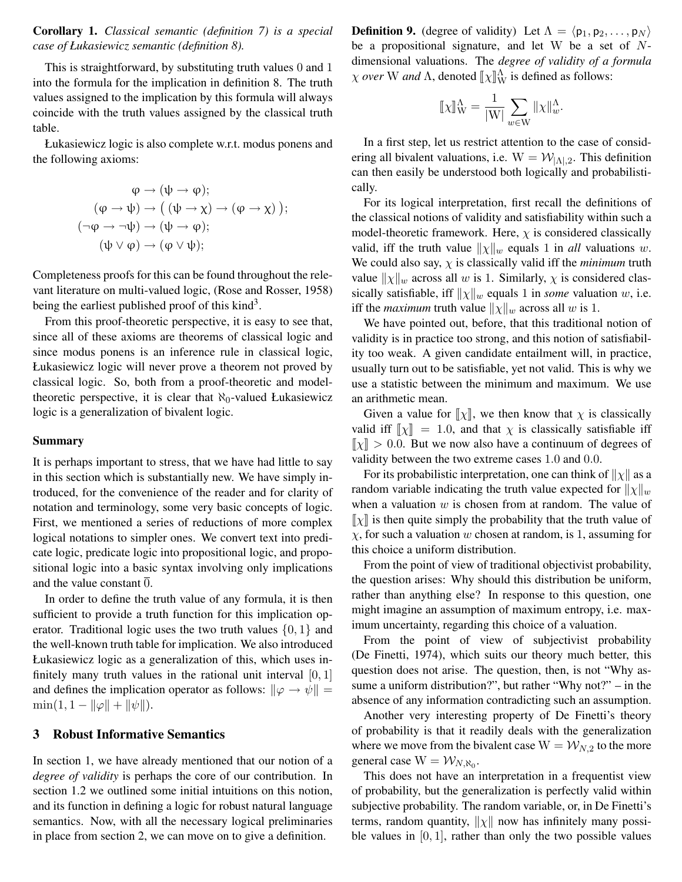**Corollary 1.** *Classical semantic (definition 7) is a special case of Łukasiewicz semantic (definition 8).*

This is straightforward, by substituting truth values 0 and 1 into the formula for the implication in definition 8. The truth values assigned to the implication by this formula will always coincide with the truth values assigned by the classical truth table.

Łukasiewicz logic is also complete w.r.t. modus ponens and the following axioms:

$$\varphi \to (\psi \to \varphi);$$
$$(\varphi \to \psi) \to \big( (\psi \to \chi) \to (\varphi \to \chi) \big);$$
$$(\neg\varphi \to \neg\psi) \to (\psi \to \varphi);$$
$$(\psi \vee \varphi) \to (\varphi \vee \psi);$$

Completeness proofs for this can be found throughout the relevant literature on multi-valued logic, (Rose and Rosser, 1958) being the earliest published proof of this kind[3].

From this proof-theoretic perspective, it is easy to see that, since all of these axioms are theorems of classical logic and since modus ponens is an inference rule in classical logic, Łukasiewicz logic will never prove a theorem not proved by classical logic. So, both from a proof-theoretic and model-theoretic perspective, it is clear that $\aleph_0$-valued Łukasiewicz logic is a generalization of bivalent logic.

### Summary

It is perhaps important to stress, that we have had little to say in this section which is substantially new. We have simply introduced, for the convenience of the reader and for clarity of notation and terminology, some very basic concepts of logic. First, we mentioned a series of reductions of more complex logical notations to simpler ones. We convert text into predicate logic, predicate logic into propositional logic, and propositional logic into a basic syntax involving only implications and the value constant $\overline{0}$.

In order to define the truth value of any formula, it is then sufficient to provide a truth function for this implication operator. Traditional logic uses the two truth values $\{0, 1\}$ and the well-known truth table for implication. We also introduced Łukasiewicz logic as a generalization of this, which uses infinitely many truth values in the rational unit interval $[0, 1]$ and defines the implication operator as follows: $\|\varphi \to \psi\| = \min(1, 1 - \|\varphi\| + \|\psi\|)$.

## 3 Robust Informative Semantics

In section 1, we have already mentioned that our notion of a *degree of validity* is perhaps the core of our contribution. In section 1.2 we outlined some initial intuitions on this notion, and its function in defining a logic for robust natural language semantics. Now, with all the necessary logical preliminaries in place from section 2, we can move on to give a definition.

**Definition 9.** (degree of validity) Let $\Lambda = \langle \mathsf{p}_1, \mathsf{p}_2, \ldots, \mathsf{p}_N \rangle$ be a propositional signature, and let $\mathrm{W}$ be a set of $N$-dimensional valuations. The *degree of validity of a formula* $\chi$ *over* $\mathrm{W}$ *and* $\Lambda$, denoted $[\![\chi]\!]^{\Lambda}_{\mathrm{W}}$ is defined as follows:

$$[\![\chi]\!]^{\Lambda}_{\mathrm{W}} = \frac{1}{|\mathrm{W}|} \sum_{w \in \mathrm{W}} \|\chi\|^{\Lambda}_{w}.$$

In a first step, let us restrict attention to the case of considering all bivalent valuations, i.e. $\mathrm{W} = \mathcal{W}_{|\Lambda|,2}$. This definition can then easily be understood both logically and probabilistically.

For its logical interpretation, first recall the definitions of the classical notions of validity and satisfiability within such a model-theoretic framework. Here, $\chi$ is considered classically valid, iff the truth value $\|\chi\|_w$ equals 1 in *all* valuations $w$. We could also say, $\chi$ is classically valid iff the *minimum* truth value $\|\chi\|_w$ across all $w$ is 1. Similarly, $\chi$ is considered classically satisfiable, iff $\|\chi\|_w$ equals 1 in *some* valuation $w$, i.e. iff the *maximum* truth value $\|\chi\|_w$ across all $w$ is 1.

We have pointed out, before, that this traditional notion of validity is in practice too strong, and this notion of satisfiability too weak. A given candidate entailment will, in practice, usually turn out to be satisfiable, yet not valid. This is why we use a statistic between the minimum and maximum. We use an arithmetic mean.

Given a value for $[\![\chi]\!]$, we then know that $\chi$ is classically valid iff $[\![\chi]\!] = 1.0$, and that $\chi$ is classically satisfiable iff $[\![\chi]\!] > 0.0$. But we now also have a continuum of degrees of validity between the two extreme cases $1.0$ and $0.0$.

For its probabilistic interpretation, one can think of $\|\chi\|$ as a random variable indicating the truth value expected for $\|\chi\|_w$ when a valuation $w$ is chosen from at random. The value of $[\![\chi]\!]$ is then quite simply the probability that the truth value of $\chi$, for such a valuation $w$ chosen at random, is 1, assuming for this choice a uniform distribution.

From the point of view of traditional objectivist probability, the question arises: Why should this distribution be uniform, rather than anything else? In response to this question, one might imagine an assumption of maximum entropy, i.e. maximum uncertainty, regarding this choice of a valuation.

From the point of view of subjectivist probability (De Finetti, 1974), which suits our theory much better, this question does not arise. The question, then, is not "Why assume a uniform distribution?", but rather "Why not?" – in the absence of any information contradicting such an assumption.

Another very interesting property of De Finetti's theory of probability arises is that it readily deals with the generalization where we move from the bivalent case $\mathrm{W} = \mathcal{W}_{N,2}$ to the more general case $\mathrm{W} = \mathcal{W}_{N,\aleph_0}$.

This does not have an interpretation in a frequentist view of probability, but the generalization is perfectly valid within subjective probability. The random variable, or, in De Finetti's terms, random quantity, $\|\chi\|$ now has infinitely many possible values in $[0, 1]$, rather than only the two possible values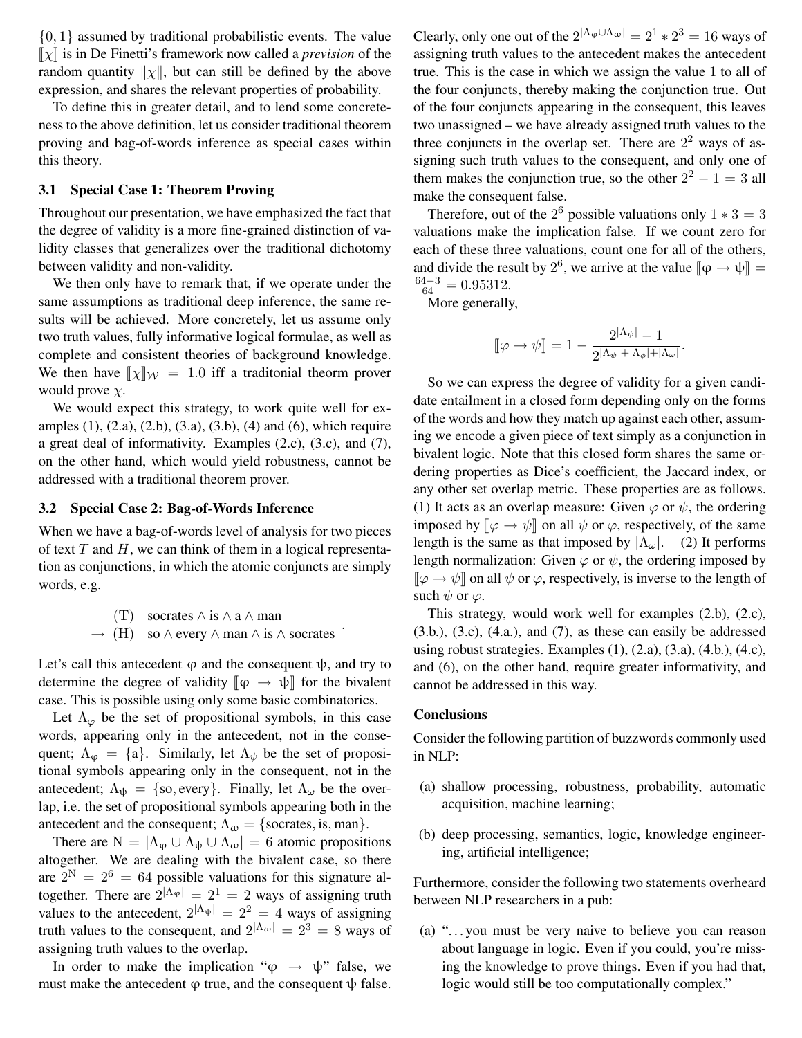$\{0, 1\}$ assumed by traditional probabilistic events. The value $[\![\chi]\!]$ is in De Finetti's framework now called a *prevision* of the random quantity $\|\chi\|$, but can still be defined by the above expression, and shares the relevant properties of probability.

To define this in greater detail, and to lend some concreteness to the above definition, let us consider traditional theorem proving and bag-of-words inference as special cases within this theory.

### 3.1 Special Case 1: Theorem Proving

Throughout our presentation, we have emphasized the fact that the degree of validity is a more fine-grained distinction of validity classes that generalizes over the traditional dichotomy between validity and non-validity.

We then only have to remark that, if we operate under the same assumptions as traditional deep inference, the same results will be achieved. More concretely, let us assume only two truth values, fully informative logical formulae, as well as complete and consistent theories of background knowledge. We then have $[\![\chi]\!]_{\mathcal{W}} = 1.0$ iff a traditonial theorm prover would prove $\chi$.

We would expect this strategy, to work quite well for examples (1), (2.a), (2.b), (3.a), (3.b), (4) and (6), which require a great deal of informativity. Examples (2.c), (3.c), and (7), on the other hand, which would yield robustness, cannot be addressed with a traditional theorem prover.

### 3.2 Special Case 2: Bag-of-Words Inference

When we have a bag-of-words level of analysis for two pieces of text $T$ and $H$, we can think of them in a logical representation as conjunctions, in which the atomic conjuncts are simply words, e.g.

$$\frac{\text{(T)}\quad \text{socrates} \wedge \text{is} \wedge \text{a} \wedge \text{man}}{\rightarrow \text{(H)}\quad \text{so} \wedge \text{every} \wedge \text{man} \wedge \text{is} \wedge \text{socrates}}.$$

Let's call this antecedent $\varphi$ and the consequent $\psi$, and try to determine the degree of validity $[\![\varphi \rightarrow \psi]\!]$ for the bivalent case. This is possible using only some basic combinatorics.

Let $\Lambda_\varphi$ be the set of propositional symbols, in this case words, appearing only in the antecedent, not in the consequent; $\Lambda_\varphi = \{\text{a}\}$. Similarly, let $\Lambda_\psi$ be the set of propositional symbols appearing only in the consequent, not in the antecedent; $\Lambda_\psi = \{\text{so}, \text{every}\}$. Finally, let $\Lambda_\omega$ be the overlap, i.e. the set of propositional symbols appearing both in the antecedent and the consequent; $\Lambda_\omega = \{\text{socrates}, \text{is}, \text{man}\}$.

There are $\text{N} = |\Lambda_\varphi \cup \Lambda_\psi \cup \Lambda_\omega| = 6$ atomic propositions altogether. We are dealing with the bivalent case, so there are $2^\text{N} = 2^6 = 64$ possible valuations for this signature altogether. There are $2^{|\Lambda_\varphi|} = 2^1 = 2$ ways of assigning truth values to the antecedent, $2^{|\Lambda_\psi|} = 2^2 = 4$ ways of assigning truth values to the consequent, and $2^{|\Lambda_\omega|} = 2^3 = 8$ ways of assigning truth values to the overlap.

In order to make the implication "$\varphi \rightarrow \psi$" false, we must make the antecedent $\varphi$ true, and the consequent $\psi$ false. Clearly, only one out of the $2^{|\Lambda_\varphi \cup \Lambda_\omega|} = 2^1 * 2^3 = 16$ ways of assigning truth values to the antecedent makes the antecedent true. This is the case in which we assign the value 1 to all of the four conjuncts, thereby making the conjunction true. Out of the four conjuncts appearing in the consequent, this leaves two unassigned – we have already assigned truth values to the three conjuncts in the overlap set. There are $2^2$ ways of assigning such truth values to the consequent, and only one of them makes the conjunction true, so the other $2^2 - 1 = 3$ all make the consequent false.

Therefore, out of the $2^6$ possible valuations only $1 * 3 = 3$ valuations make the implication false. If we count zero for each of these three valuations, count one for all of the others, and divide the result by $2^6$, we arrive at the value $[\![\varphi \rightarrow \psi]\!] = \frac{64-3}{64} = 0.95312$.

More generally,

$$[\![\varphi \rightarrow \psi]\!] = 1 - \frac{2^{|\Lambda_\psi|} - 1}{2^{|\Lambda_\psi| + |\Lambda_\phi| + |\Lambda_\omega|}}.$$

So we can express the degree of validity for a given candidate entailment in a closed form depending only on the forms of the words and how they match up against each other, assuming we encode a given piece of text simply as a conjunction in bivalent logic. Note that this closed form shares the same ordering properties as Dice's coefficient, the Jaccard index, or any other set overlap metric. These properties are as follows. (1) It acts as an overlap measure: Given $\varphi$ or $\psi$, the ordering imposed by $[\![\varphi \rightarrow \psi]\!]$ on all $\psi$ or $\varphi$, respectively, of the same length is the same as that imposed by $|\Lambda_\omega|$. (2) It performs length normalization: Given $\varphi$ or $\psi$, the ordering imposed by $[\![\varphi \rightarrow \psi]\!]$ on all $\psi$ or $\varphi$, respectively, is inverse to the length of such $\psi$ or $\varphi$.

This strategy, would work well for examples (2.b), (2.c), (3.b.), (3.c), (4.a.), and (7), as these can easily be addressed using robust strategies. Examples (1), (2.a), (3.a), (4.b.), (4.c), and (6), on the other hand, require greater informativity, and cannot be addressed in this way.

## Conclusions

Consider the following partition of buzzwords commonly used in NLP:

(a) shallow processing, robustness, probability, automatic acquisition, machine learning;

(b) deep processing, semantics, logic, knowledge engineering, artificial intelligence;

Furthermore, consider the following two statements overheard between NLP researchers in a pub:

(a) "...you must be very naive to believe you can reason about language in logic. Even if you could, you're missing the knowledge to prove things. Even if you had that, logic would still be too computationally complex."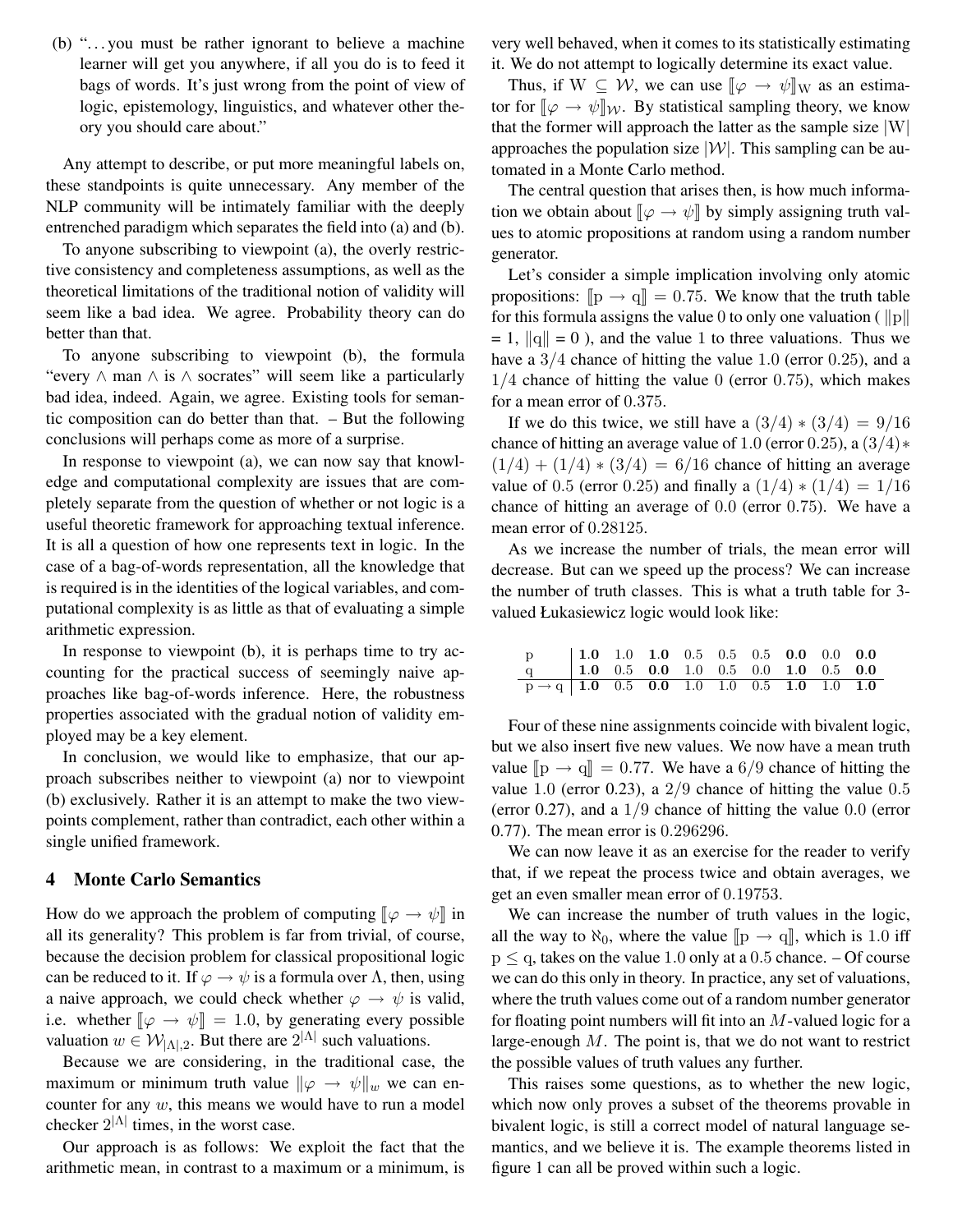(b) "...you must be rather ignorant to believe a machine learner will get you anywhere, if all you do is to feed it bags of words. It's just wrong from the point of view of logic, epistemology, linguistics, and whatever other theory you should care about."

Any attempt to describe, or put more meaningful labels on, these standpoints is quite unnecessary. Any member of the NLP community will be intimately familiar with the deeply entrenched paradigm which separates the field into (a) and (b).

To anyone subscribing to viewpoint (a), the overly restrictive consistency and completeness assumptions, as well as the theoretical limitations of the traditional notion of validity will seem like a bad idea. We agree. Probability theory can do better than that.

To anyone subscribing to viewpoint (b), the formula "every ∧ man ∧ is ∧ socrates" will seem like a particularly bad idea, indeed. Again, we agree. Existing tools for semantic composition can do better than that. – But the following conclusions will perhaps come as more of a surprise.

In response to viewpoint (a), we can now say that knowledge and computational complexity are issues that are completely separate from the question of whether or not logic is a useful theoretic framework for approaching textual inference. It is all a question of how one represents text in logic. In the case of a bag-of-words representation, all the knowledge that is required is in the identities of the logical variables, and computational complexity is as little as that of evaluating a simple arithmetic expression.

In response to viewpoint (b), it is perhaps time to try accounting for the practical success of seemingly naive approaches like bag-of-words inference. Here, the robustness properties associated with the gradual notion of validity employed may be a key element.

In conclusion, we would like to emphasize, that our approach subscribes neither to viewpoint (a) nor to viewpoint (b) exclusively. Rather it is an attempt to make the two viewpoints complement, rather than contradict, each other within a single unified framework.

## 4 Monte Carlo Semantics

How do we approach the problem of computing $[\![\varphi \rightarrow \psi]\!]$ in all its generality? This problem is far from trivial, of course, because the decision problem for classical propositional logic can be reduced to it. If $\varphi \rightarrow \psi$ is a formula over $\Lambda$, then, using a naive approach, we could check whether $\varphi \rightarrow \psi$ is valid, i.e. whether $[\![\varphi \rightarrow \psi]\!] = 1.0$, by generating every possible valuation $w \in \mathcal{W}_{|\Lambda|,2}$. But there are $2^{|\Lambda|}$ such valuations.

Because we are considering, in the traditional case, the maximum or minimum truth value $\|\varphi \rightarrow \psi\|_w$ we can encounter for any $w$, this means we would have to run a model checker $2^{|\Lambda|}$ times, in the worst case.

Our approach is as follows: We exploit the fact that the arithmetic mean, in contrast to a maximum or a minimum, is very well behaved, when it comes to its statistically estimating it. We do not attempt to logically determine its exact value.

Thus, if $\mathrm{W} \subseteq \mathcal{W}$, we can use $[\![\varphi \rightarrow \psi]\!]_{\mathrm{W}}$ as an estimator for $[\![\varphi \rightarrow \psi]\!]_{\mathcal{W}}$. By statistical sampling theory, we know that the former will approach the latter as the sample size $|\mathrm{W}|$ approaches the population size $|\mathcal{W}|$. This sampling can be automated in a Monte Carlo method.

The central question that arises then, is how much information we obtain about $[\![\varphi \rightarrow \psi]\!]$ by simply assigning truth values to atomic propositions at random using a random number generator.

Let's consider a simple implication involving only atomic propositions: $[\![\mathrm{p} \rightarrow \mathrm{q}]\!] = 0.75$. We know that the truth table for this formula assigns the value 0 to only one valuation ( $\|\mathrm{p}\| = 1$, $\|\mathrm{q}\| = 0$ ), and the value 1 to three valuations. Thus we have a $3/4$ chance of hitting the value $1.0$ (error $0.25$), and a $1/4$ chance of hitting the value $0$ (error $0.75$), which makes for a mean error of $0.375$.

If we do this twice, we still have a $(3/4) * (3/4) = 9/16$ chance of hitting an average value of $1.0$ (error $0.25$), a $(3/4) * (1/4) + (1/4) * (3/4) = 6/16$ chance of hitting an average value of $0.5$ (error $0.25$) and finally a $(1/4) * (1/4) = 1/16$ chance of hitting an average of $0.0$ (error $0.75$). We have a mean error of $0.28125$.

As we increase the number of trials, the mean error will decrease. But can we speed up the process? We can increase the number of truth classes. This is what a truth table for 3-valued Łukasiewicz logic would look like:

| p | **1.0** | 1.0 | **1.0** | 0.5 | 0.5 | 0.5 | **0.0** | 0.0 | **0.0** |
|---|---|---|---|---|---|---|---|---|---|
| q | **1.0** | 0.5 | **0.0** | 1.0 | 0.5 | 0.0 | **1.0** | 0.5 | **0.0** |
| p → q | **1.0** | 0.5 | **0.0** | 1.0 | 1.0 | 0.5 | **1.0** | 1.0 | **1.0** |

Four of these nine assignments coincide with bivalent logic, but we also insert five new values. We now have a mean truth value $[\![\mathrm{p} \rightarrow \mathrm{q}]\!] = 0.77$. We have a $6/9$ chance of hitting the value $1.0$ (error 0.23), a $2/9$ chance of hitting the value $0.5$ (error 0.27), and a $1/9$ chance of hitting the value $0.0$ (error 0.77). The mean error is $0.296296$.

We can now leave it as an exercise for the reader to verify that, if we repeat the process twice and obtain averages, we get an even smaller mean error of $0.19753$.

We can increase the number of truth values in the logic, all the way to $\aleph_0$, where the value $[\![\mathrm{p} \rightarrow \mathrm{q}]\!]$, which is $1.0$ iff $\mathrm{p} \leq \mathrm{q}$, takes on the value $1.0$ only at a $0.5$ chance. – Of course we can do this only in theory. In practice, any set of valuations, where the truth values come out of a random number generator for floating point numbers will fit into an $M$-valued logic for a large-enough $M$. The point is, that we do not want to restrict the possible values of truth values any further.

This raises some questions, as to whether the new logic, which now only proves a subset of the theorems provable in bivalent logic, is still a correct model of natural language semantics, and we believe it is. The example theorems listed in figure 1 can all be proved within such a logic.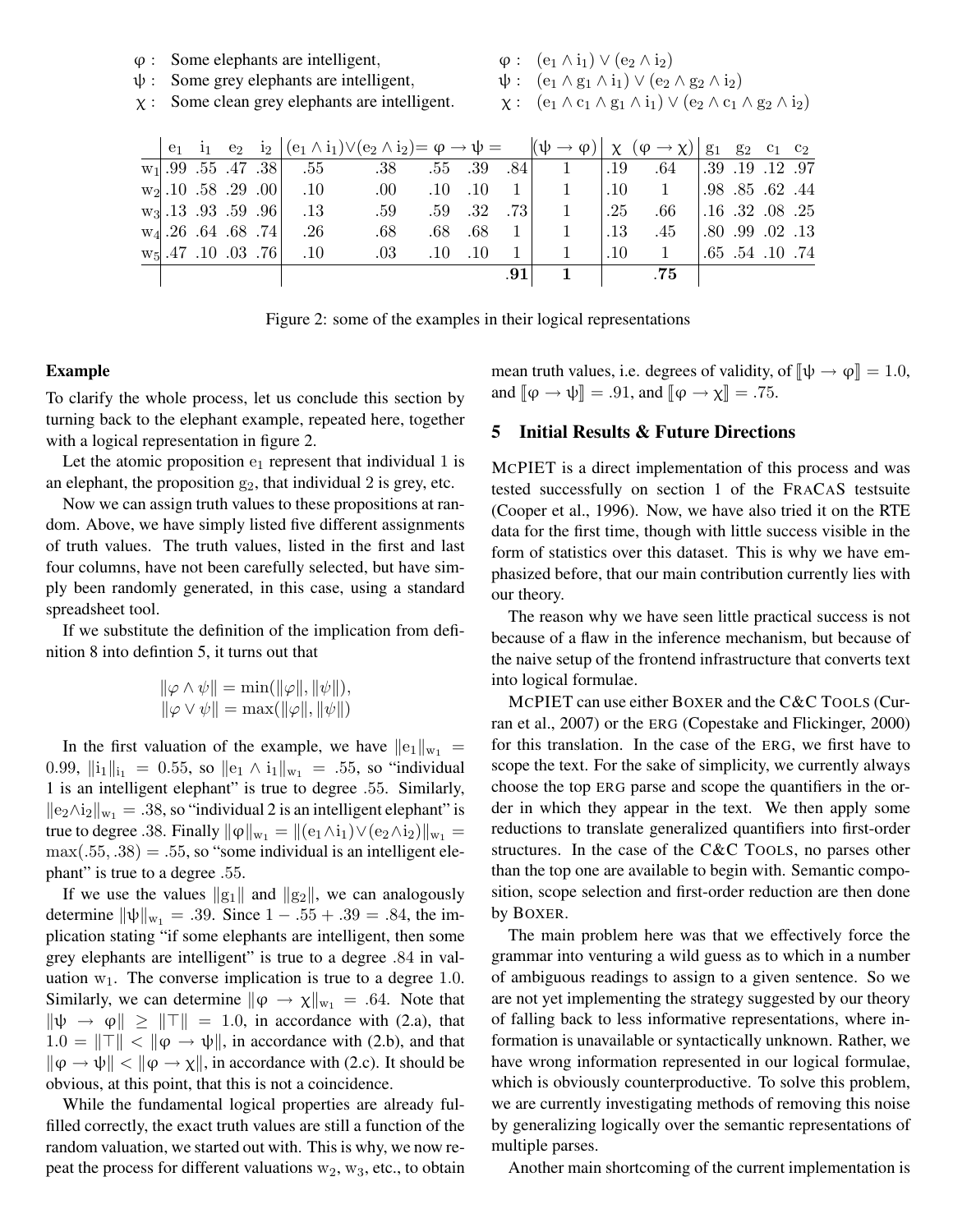φ : Some elephants are intelligent,
ψ : Some grey elephants are intelligent,
χ : Some clean grey elephants are intelligent.

φ : $(e_1 \wedge i_1) \vee (e_2 \wedge i_2)$
ψ : $(e_1 \wedge g_1 \wedge i_1) \vee (e_2 \wedge g_2 \wedge i_2)$
χ : $(e_1 \wedge c_1 \wedge g_1 \wedge i_1) \vee (e_2 \wedge c_1 \wedge g_2 \wedge i_2)$

| | $e_1$ | $i_1$ | $e_2$ | $i_2$ | $(e_1 \wedge i_1)$ | $\vee(e_2 \wedge i_2)$ | $= \varphi$ | $\rightarrow \psi =$ | | $(\psi \rightarrow \varphi)$ | $\chi$ | $(\varphi \rightarrow \chi)$ | $g_1$ | $g_2$ | $c_1$ | $c_2$ |
|---|---|---|---|---|---|---|---|---|---|---|---|---|---|---|---|---|
| $w_1$ | .99 | .55 | .47 | .38 | .55 | .38 | .55 | .39 | .84 | 1 | .19 | .64 | .39 | .19 | .12 | .97 |
| $w_2$ | .10 | .58 | .29 | .00 | .10 | .00 | .10 | .10 | 1 | 1 | .10 | 1 | .98 | .85 | .62 | .44 |
| $w_3$ | .13 | .93 | .59 | .96 | .13 | .59 | .59 | .32 | .73 | 1 | .25 | .66 | .16 | .32 | .08 | .25 |
| $w_4$ | .26 | .64 | .68 | .74 | .26 | .68 | .68 | .68 | 1 | 1 | .13 | .45 | .80 | .99 | .02 | .13 |
| $w_5$ | .47 | .10 | .03 | .76 | .10 | .03 | .10 | .10 | 1 | 1 | .10 | 1 | .65 | .54 | .10 | .74 |
| | | | | | | | | | **.91** | **1** | | **.75** | | | | |

Figure 2: some of the examples in their logical representations

**Example**

To clarify the whole process, let us conclude this section by turning back to the elephant example, repeated here, together with a logical representation in figure 2.

Let the atomic proposition $e_1$ represent that individual 1 is an elephant, the proposition $g_2$, that individual 2 is grey, etc.

Now we can assign truth values to these propositions at random. Above, we have simply listed five different assignments of truth values. The truth values, listed in the first and last four columns, have not been carefully selected, but have simply been randomly generated, in this case, using a standard spreadsheet tool.

If we substitute the definition of the implication from definition 8 into defintion 5, it turns out that

$$\|\varphi \wedge \psi\| = \min(\|\varphi\|, \|\psi\|),$$
$$\|\varphi \vee \psi\| = \max(\|\varphi\|, \|\psi\|)$$

In the first valuation of the example, we have $\|e_1\|_{w_1} = 0.99$, $\|i_1\|_{i_1} = 0.55$, so $\|e_1 \wedge i_1\|_{w_1} = .55$, so "individual 1 is an intelligent elephant" is true to degree .55. Similarly, $\|e_2 \wedge i_2\|_{w_1} = .38$, so "individual 2 is an intelligent elephant" is true to degree .38. Finally $\|\varphi\|_{w_1} = \|(e_1 \wedge i_1) \vee (e_2 \wedge i_2)\|_{w_1} = \max(.55, .38) = .55$, so "some individual is an intelligent elephant" is true to a degree .55.

If we use the values $\|g_1\|$ and $\|g_2\|$, we can analogously determine $\|\psi\|_{w_1} = .39$. Since $1 - .55 + .39 = .84$, the implication stating "if some elephants are intelligent, then some grey elephants are intelligent" is true to a degree .84 in valuation $w_1$. The converse implication is true to a degree 1.0. Similarly, we can determine $\|\varphi \rightarrow \chi\|_{w_1} = .64$. Note that $\|\psi \rightarrow \varphi\| \geq \|\top\| = 1.0$, in accordance with (2.a), that $1.0 = \|\top\| < \|\varphi \rightarrow \psi\|$, in accordance with (2.b), and that $\|\varphi \rightarrow \psi\| < \|\varphi \rightarrow \chi\|$, in accordance with (2.c). It should be obvious, at this point, that this is not a coincidence.

While the fundamental logical properties are already fulfilled correctly, the exact truth values are still a function of the random valuation, we started out with. This is why, we now repeat the process for different valuations $w_2$, $w_3$, etc., to obtain mean truth values, i.e. degrees of validity, of $[\![\psi \rightarrow \varphi]\!] = 1.0$, and $[\![\varphi \rightarrow \psi]\!] = .91$, and $[\![\varphi \rightarrow \chi]\!] = .75$.

## 5 Initial Results & Future Directions

MCPIET is a direct implementation of this process and was tested successfully on section 1 of the FRACAS testsuite (Cooper et al., 1996). Now, we have also tried it on the RTE data for the first time, though with little success visible in the form of statistics over this dataset. This is why we have emphasized before, that our main contribution currently lies with our theory.

The reason why we have seen little practical success is not because of a flaw in the inference mechanism, but because of the naive setup of the frontend infrastructure that converts text into logical formulae.

MCPIET can use either BOXER and the C&C TOOLS (Curran et al., 2007) or the ERG (Copestake and Flickinger, 2000) for this translation. In the case of the ERG, we first have to scope the text. For the sake of simplicity, we currently always choose the top ERG parse and scope the quantifiers in the order in which they appear in the text. We then apply some reductions to translate generalized quantifiers into first-order structures. In the case of the C&C TOOLS, no parses other than the top one are available to begin with. Semantic composition, scope selection and first-order reduction are then done by BOXER.

The main problem here was that we effectively force the grammar into venturing a wild guess as to which in a number of ambiguous readings to assign to a given sentence. So we are not yet implementing the strategy suggested by our theory of falling back to less informative representations, where information is unavailable or syntactically unknown. Rather, we have wrong information represented in our logical formulae, which is obviously counterproductive. To solve this problem, we are currently investigating methods of removing this noise by generalizing logically over the semantic representations of multiple parses.

Another main shortcoming of the current implementation is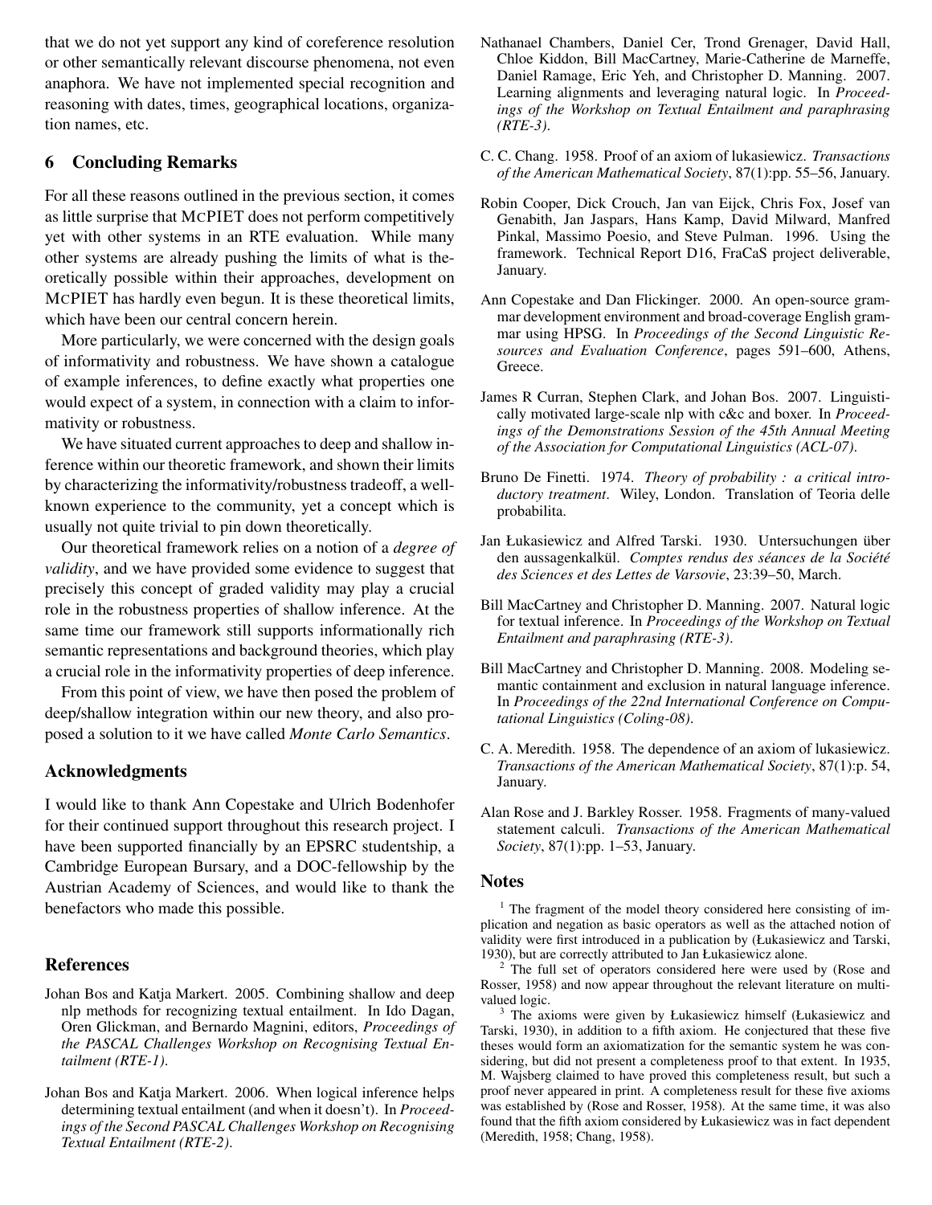that we do not yet support any kind of coreference resolution or other semantically relevant discourse phenomena, not even anaphora. We have not implemented special recognition and reasoning with dates, times, geographical locations, organization names, etc.

## 6 Concluding Remarks

For all these reasons outlined in the previous section, it comes as little surprise that MCPIET does not perform competitively yet with other systems in an RTE evaluation. While many other systems are already pushing the limits of what is theoretically possible within their approaches, development on MCPIET has hardly even begun. It is these theoretical limits, which have been our central concern herein.

More particularly, we were concerned with the design goals of informativity and robustness. We have shown a catalogue of example inferences, to define exactly what properties one would expect of a system, in connection with a claim to informativity or robustness.

We have situated current approaches to deep and shallow inference within our theoretic framework, and shown their limits by characterizing the informativity/robustness tradeoff, a well-known experience to the community, yet a concept which is usually not quite trivial to pin down theoretically.

Our theoretical framework relies on a notion of a *degree of validity*, and we have provided some evidence to suggest that precisely this concept of graded validity may play a crucial role in the robustness properties of shallow inference. At the same time our framework still supports informationally rich semantic representations and background theories, which play a crucial role in the informativity properties of deep inference.

From this point of view, we have then posed the problem of deep/shallow integration within our new theory, and also proposed a solution to it we have called *Monte Carlo Semantics*.

## Acknowledgments

I would like to thank Ann Copestake and Ulrich Bodenhofer for their continued support throughout this research project. I have been supported financially by an EPSRC studentship, a Cambridge European Bursary, and a DOC-fellowship by the Austrian Academy of Sciences, and would like to thank the benefactors who made this possible.

## References

Johan Bos and Katja Markert. 2005. Combining shallow and deep nlp methods for recognizing textual entailment. In Ido Dagan, Oren Glickman, and Bernardo Magnini, editors, *Proceedings of the PASCAL Challenges Workshop on Recognising Textual Entailment (RTE-1)*.

Johan Bos and Katja Markert. 2006. When logical inference helps determining textual entailment (and when it doesn't). In *Proceedings of the Second PASCAL Challenges Workshop on Recognising Textual Entailment (RTE-2)*.

Nathanael Chambers, Daniel Cer, Trond Grenager, David Hall, Chloe Kiddon, Bill MacCartney, Marie-Catherine de Marneffe, Daniel Ramage, Eric Yeh, and Christopher D. Manning. 2007. Learning alignments and leveraging natural logic. In *Proceedings of the Workshop on Textual Entailment and paraphrasing (RTE-3)*.

C. C. Chang. 1958. Proof of an axiom of lukasiewicz. *Transactions of the American Mathematical Society*, 87(1):pp. 55–56, January.

Robin Cooper, Dick Crouch, Jan van Eijck, Chris Fox, Josef van Genabith, Jan Jaspars, Hans Kamp, David Milward, Manfred Pinkal, Massimo Poesio, and Steve Pulman. 1996. Using the framework. Technical Report D16, FraCaS project deliverable, January.

Ann Copestake and Dan Flickinger. 2000. An open-source grammar development environment and broad-coverage English grammar using HPSG. In *Proceedings of the Second Linguistic Resources and Evaluation Conference*, pages 591–600, Athens, Greece.

James R Curran, Stephen Clark, and Johan Bos. 2007. Linguistically motivated large-scale nlp with c&c and boxer. In *Proceedings of the Demonstrations Session of the 45th Annual Meeting of the Association for Computational Linguistics (ACL-07)*.

Bruno De Finetti. 1974. *Theory of probability : a critical introductory treatment*. Wiley, London. Translation of Teoria delle probabilita.

Jan Łukasiewicz and Alfred Tarski. 1930. Untersuchungen über den aussagenkalkül. *Comptes rendus des séances de la Société des Sciences et des Lettes de Varsovie*, 23:39–50, March.

Bill MacCartney and Christopher D. Manning. 2007. Natural logic for textual inference. In *Proceedings of the Workshop on Textual Entailment and paraphrasing (RTE-3)*.

Bill MacCartney and Christopher D. Manning. 2008. Modeling semantic containment and exclusion in natural language inference. In *Proceedings of the 22nd International Conference on Computational Linguistics (Coling-08)*.

C. A. Meredith. 1958. The dependence of an axiom of lukasiewicz. *Transactions of the American Mathematical Society*, 87(1):p. 54, January.

Alan Rose and J. Barkley Rosser. 1958. Fragments of many-valued statement calculi. *Transactions of the American Mathematical Society*, 87(1):pp. 1–53, January.

## Notes

[1] The fragment of the model theory considered here consisting of implication and negation as basic operators as well as the attached notion of validity were first introduced in a publication by (Łukasiewicz and Tarski, 1930), but are correctly attributed to Jan Łukasiewicz alone.

[2] The full set of operators considered here were used by (Rose and Rosser, 1958) and now appear throughout the relevant literature on multi-valued logic.

[3] The axioms were given by Łukasiewicz himself (Łukasiewicz and Tarski, 1930), in addition to a fifth axiom. He conjectured that these five theses would form an axiomatization for the semantic system he was considering, but did not present a completeness proof to that extent. In 1935, M. Wajsberg claimed to have proved this completeness result, but such a proof never appeared in print. A completeness result for these five axioms was established by (Rose and Rosser, 1958). At the same time, it was also found that the fifth axiom considered by Łukasiewicz was in fact dependent (Meredith, 1958; Chang, 1958).